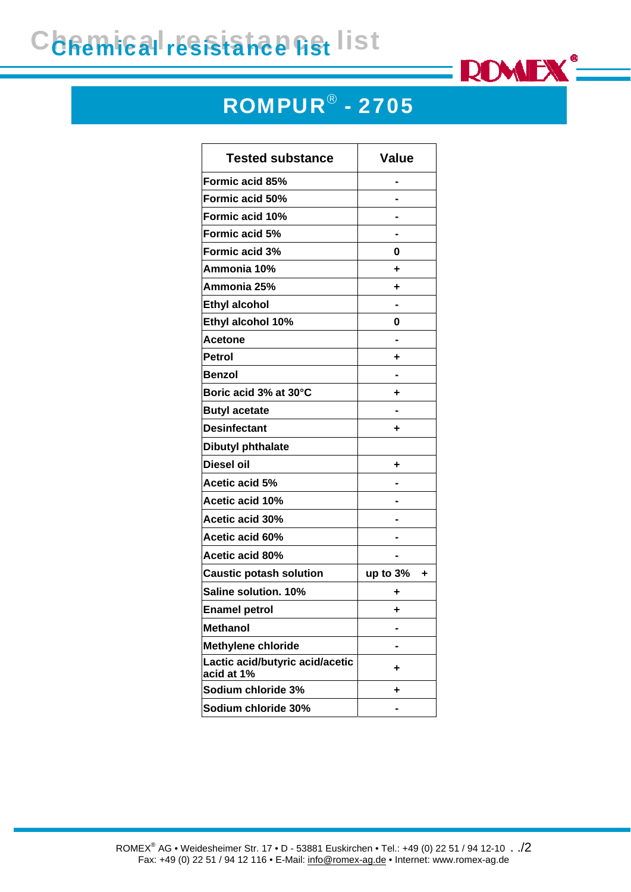# Chemical resistance list

## ROMPUR® - 2705

| Tested substance | Value |
|---|---|
| Formic acid 85% | - |
| Formic acid 50% | - |
| Formic acid 10% | - |
| Formic acid 5% | - |
| Formic acid 3% | 0 |
| Ammonia 10% | + |
| Ammonia 25% | + |
| Ethyl alcohol | - |
| Ethyl alcohol 10% | 0 |
| Acetone | - |
| Petrol | + |
| Benzol | - |
| Boric acid 3% at 30°C | + |
| Butyl acetate | - |
| Desinfectant | + |
| Dibutyl phthalate | |
| Diesel oil | + |
| Acetic acid 5% | - |
| Acetic acid 10% | - |
| Acetic acid 30% | - |
| Acetic acid 60% | - |
| Acetic acid 80% | - |
| Caustic potash solution | up to 3% + |
| Saline solution. 10% | + |
| Enamel petrol | + |
| Methanol | - |
| Methylene chloride | - |
| Lactic acid/butyric acid/acetic acid at 1% | + |
| Sodium chloride 3% | + |
| Sodium chloride 30% | - |

ROMEX® AG • Weidesheimer Str. 17 • D - 53881 Euskirchen • Tel.: +49 (0) 22 51 / 94 12-10 . ./2
Fax: +49 (0) 22 51 / 94 12 116 • E-Mail: info@romex-ag.de • Internet: www.romex-ag.de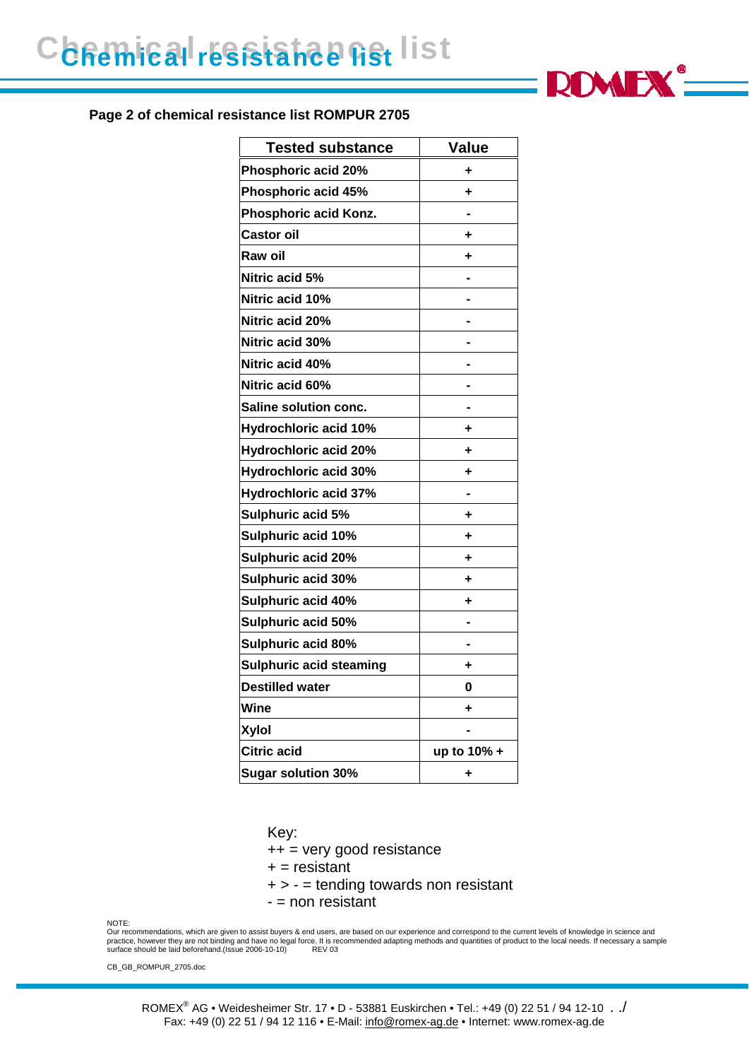**Page 2 of chemical resistance list ROMPUR 2705**

| Tested substance | Value |
|---|---|
| Phosphoric acid 20% | + |
| Phosphoric acid 45% | + |
| Phosphoric acid Konz. | - |
| Castor oil | + |
| Raw oil | + |
| Nitric acid 5% | - |
| Nitric acid 10% | - |
| Nitric acid 20% | - |
| Nitric acid 30% | - |
| Nitric acid 40% | - |
| Nitric acid 60% | - |
| Saline solution conc. | - |
| Hydrochloric acid 10% | + |
| Hydrochloric acid 20% | + |
| Hydrochloric acid 30% | + |
| Hydrochloric acid 37% | - |
| Sulphuric acid 5% | + |
| Sulphuric acid 10% | + |
| Sulphuric acid 20% | + |
| Sulphuric acid 30% | + |
| Sulphuric acid 40% | + |
| Sulphuric acid 50% | - |
| Sulphuric acid 80% | - |
| Sulphuric acid steaming | + |
| Destilled water | 0 |
| Wine | + |
| Xylol | - |
| Citric acid | up to 10% + |
| Sugar solution 30% | + |

Key:
++ = very good resistance
+ = resistant
+ > - = tending towards non resistant
- = non resistant

NOTE:
Our recommendations, which are given to assist buyers & end users, are based on our experience and correspond to the current levels of knowledge in science and practice, however they are not binding and have no legal force. It is recommended adapting methods and quantities of product to the local needs. If necessary a sample surface should be laid beforehand.(Issue 2006-10-10) REV 03

CB_GB_ROMPUR_2705.doc

ROMEX® AG • Weidesheimer Str. 17 • D - 53881 Euskirchen • Tel.: +49 (0) 22 51 / 94 12-10 . ./
Fax: +49 (0) 22 51 / 94 12 116 • E-Mail: info@romex-ag.de • Internet: www.romex-ag.de